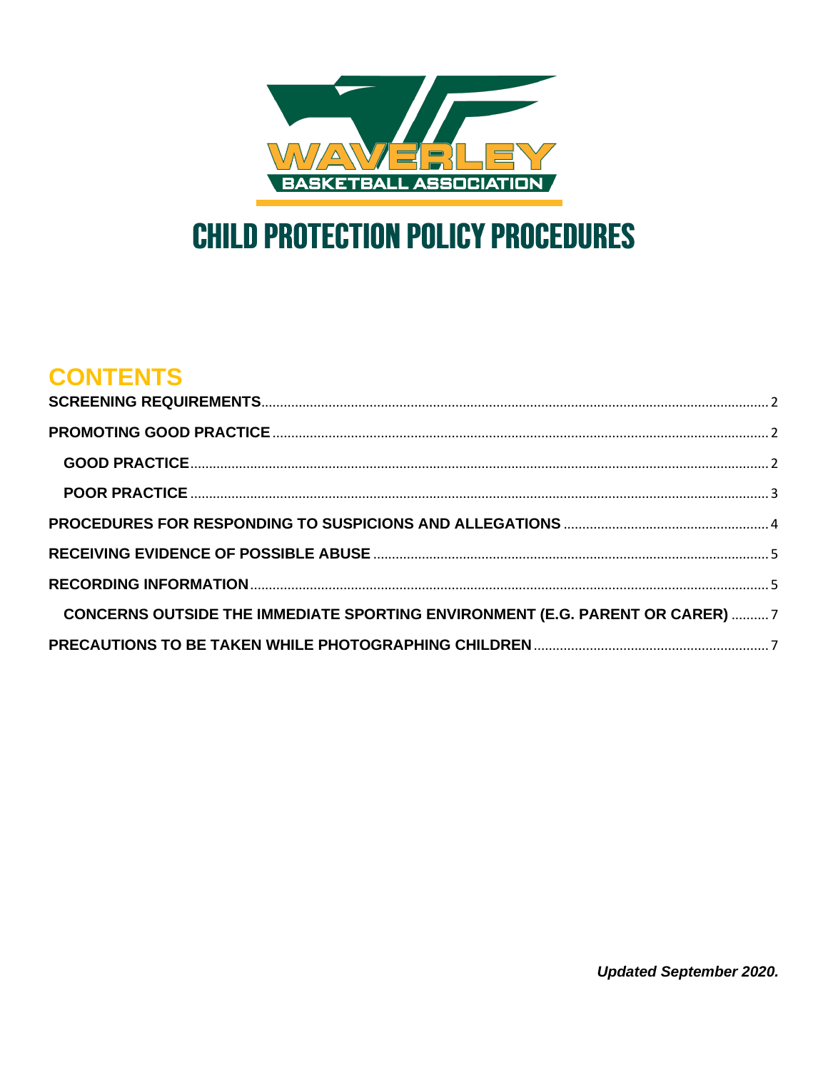WAVERLEY BASKETBALL ASSOCIATION

# CHILD PROTECTION POLICY PROCEDURES

## CONTENTS

SCREENING REQUIREMENTS .................................................. 2

PROMOTING GOOD PRACTICE .................................................. 2

- GOOD PRACTICE .................................................. 2
- POOR PRACTICE .................................................. 3

PROCEDURES FOR RESPONDING TO SUSPICIONS AND ALLEGATIONS .................................................. 4

RECEIVING EVIDENCE OF POSSIBLE ABUSE .................................................. 5

RECORDING INFORMATION .................................................. 5

- CONCERNS OUTSIDE THE IMMEDIATE SPORTING ENVIRONMENT (E.G. PARENT OR CARER) .................................................. 7

PRECAUTIONS TO BE TAKEN WHILE PHOTOGRAPHING CHILDREN .................................................. 7

***Updated September 2020.***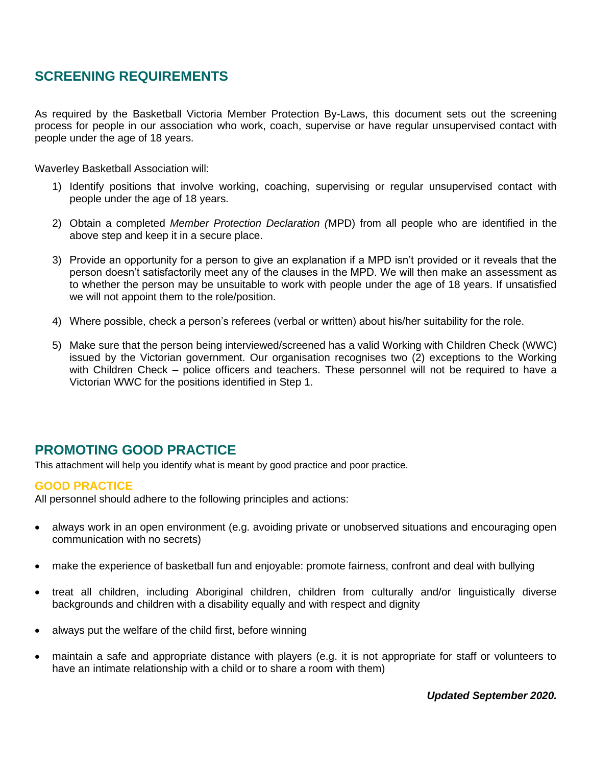## SCREENING REQUIREMENTS

As required by the Basketball Victoria Member Protection By-Laws, this document sets out the screening process for people in our association who work, coach, supervise or have regular unsupervised contact with people under the age of 18 years.

Waverley Basketball Association will:

1) Identify positions that involve working, coaching, supervising or regular unsupervised contact with people under the age of 18 years.

2) Obtain a completed *Member Protection Declaration (*MPD) from all people who are identified in the above step and keep it in a secure place.

3) Provide an opportunity for a person to give an explanation if a MPD isn't provided or it reveals that the person doesn't satisfactorily meet any of the clauses in the MPD. We will then make an assessment as to whether the person may be unsuitable to work with people under the age of 18 years. If unsatisfied we will not appoint them to the role/position.

4) Where possible, check a person's referees (verbal or written) about his/her suitability for the role.

5) Make sure that the person being interviewed/screened has a valid Working with Children Check (WWC) issued by the Victorian government. Our organisation recognises two (2) exceptions to the Working with Children Check – police officers and teachers. These personnel will not be required to have a Victorian WWC for the positions identified in Step 1.

## PROMOTING GOOD PRACTICE

This attachment will help you identify what is meant by good practice and poor practice.

### GOOD PRACTICE

All personnel should adhere to the following principles and actions:

- always work in an open environment (e.g. avoiding private or unobserved situations and encouraging open communication with no secrets)

- make the experience of basketball fun and enjoyable: promote fairness, confront and deal with bullying

- treat all children, including Aboriginal children, children from culturally and/or linguistically diverse backgrounds and children with a disability equally and with respect and dignity

- always put the welfare of the child first, before winning

- maintain a safe and appropriate distance with players (e.g. it is not appropriate for staff or volunteers to have an intimate relationship with a child or to share a room with them)

***Updated September 2020.***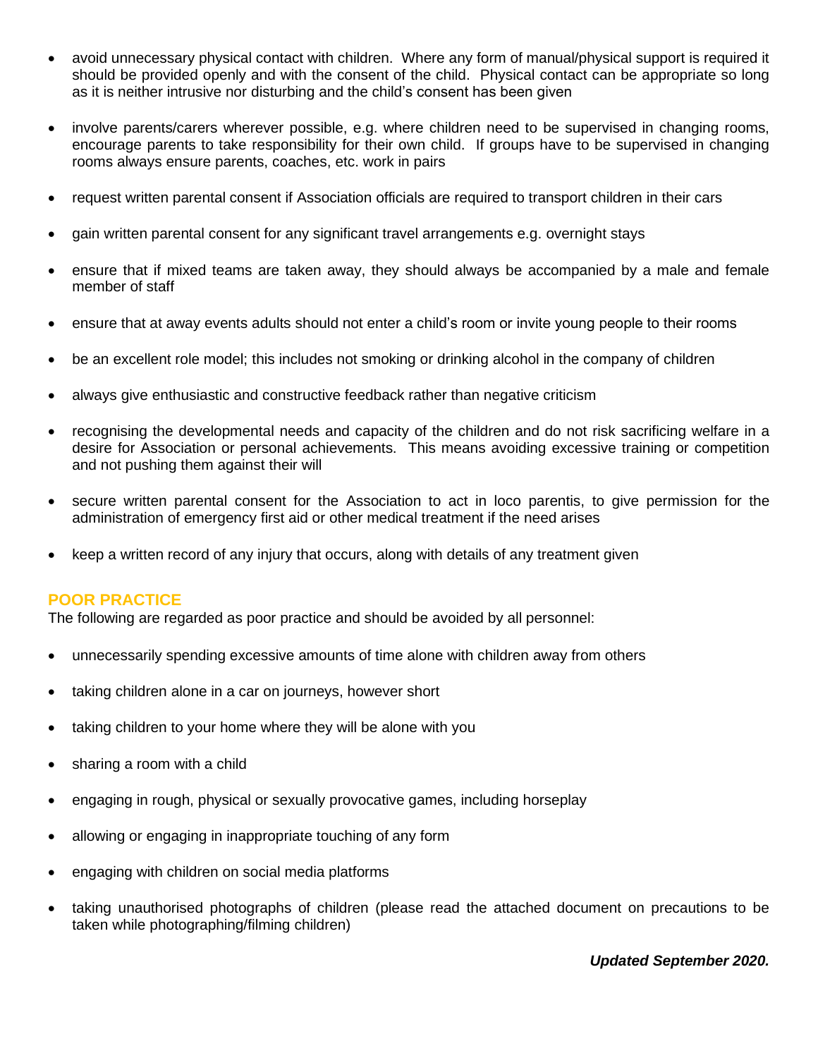- avoid unnecessary physical contact with children. Where any form of manual/physical support is required it should be provided openly and with the consent of the child. Physical contact can be appropriate so long as it is neither intrusive nor disturbing and the child's consent has been given

- involve parents/carers wherever possible, e.g. where children need to be supervised in changing rooms, encourage parents to take responsibility for their own child. If groups have to be supervised in changing rooms always ensure parents, coaches, etc. work in pairs

- request written parental consent if Association officials are required to transport children in their cars

- gain written parental consent for any significant travel arrangements e.g. overnight stays

- ensure that if mixed teams are taken away, they should always be accompanied by a male and female member of staff

- ensure that at away events adults should not enter a child's room or invite young people to their rooms

- be an excellent role model; this includes not smoking or drinking alcohol in the company of children

- always give enthusiastic and constructive feedback rather than negative criticism

- recognising the developmental needs and capacity of the children and do not risk sacrificing welfare in a desire for Association or personal achievements. This means avoiding excessive training or competition and not pushing them against their will

- secure written parental consent for the Association to act in loco parentis, to give permission for the administration of emergency first aid or other medical treatment if the need arises

- keep a written record of any injury that occurs, along with details of any treatment given

## POOR PRACTICE

The following are regarded as poor practice and should be avoided by all personnel:

- unnecessarily spending excessive amounts of time alone with children away from others

- taking children alone in a car on journeys, however short

- taking children to your home where they will be alone with you

- sharing a room with a child

- engaging in rough, physical or sexually provocative games, including horseplay

- allowing or engaging in inappropriate touching of any form

- engaging with children on social media platforms

- taking unauthorised photographs of children (please read the attached document on precautions to be taken while photographing/filming children)

***Updated September 2020.***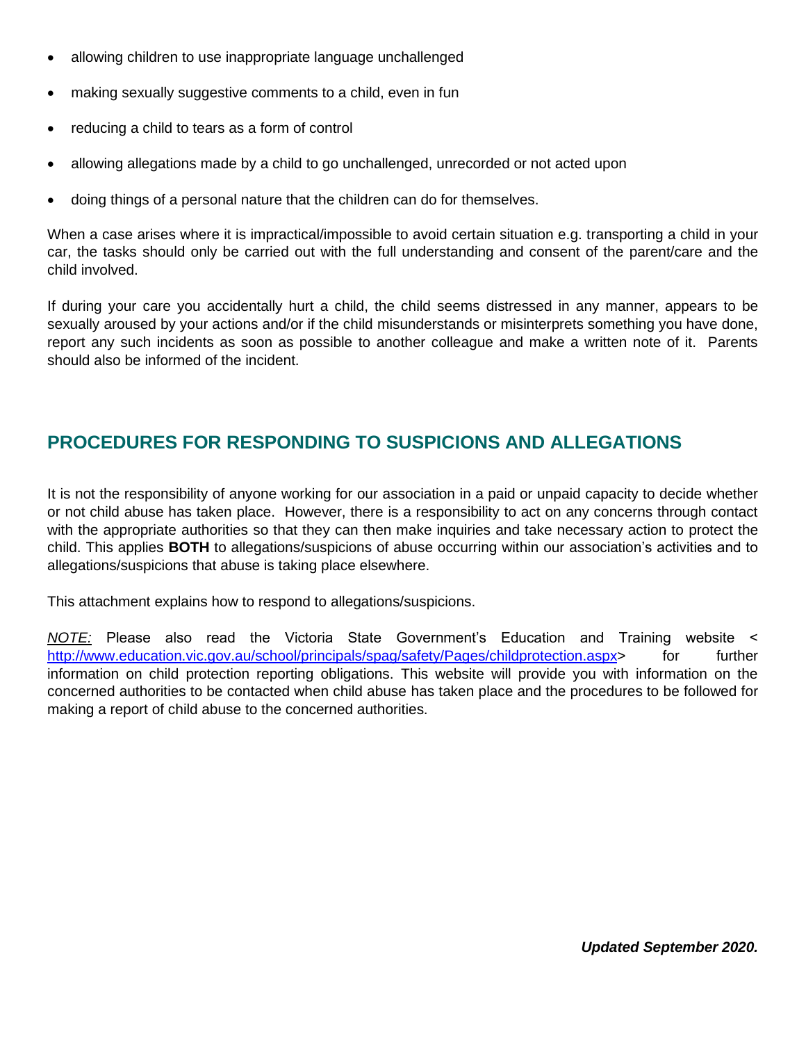- allowing children to use inappropriate language unchallenged
- making sexually suggestive comments to a child, even in fun
- reducing a child to tears as a form of control
- allowing allegations made by a child to go unchallenged, unrecorded or not acted upon
- doing things of a personal nature that the children can do for themselves.

When a case arises where it is impractical/impossible to avoid certain situation e.g. transporting a child in your car, the tasks should only be carried out with the full understanding and consent of the parent/care and the child involved.

If during your care you accidentally hurt a child, the child seems distressed in any manner, appears to be sexually aroused by your actions and/or if the child misunderstands or misinterprets something you have done, report any such incidents as soon as possible to another colleague and make a written note of it. Parents should also be informed of the incident.

## PROCEDURES FOR RESPONDING TO SUSPICIONS AND ALLEGATIONS

It is not the responsibility of anyone working for our association in a paid or unpaid capacity to decide whether or not child abuse has taken place. However, there is a responsibility to act on any concerns through contact with the appropriate authorities so that they can then make inquiries and take necessary action to protect the child. This applies **BOTH** to allegations/suspicions of abuse occurring within our association's activities and to allegations/suspicions that abuse is taking place elsewhere.

This attachment explains how to respond to allegations/suspicions.

*NOTE:* Please also read the Victoria State Government's Education and Training website <[http://www.education.vic.gov.au/school/principals/spag/safety/Pages/childprotection.aspx](http://www.education.vic.gov.au/school/principals/spag/safety/Pages/childprotection.aspx)> for further information on child protection reporting obligations. This website will provide you with information on the concerned authorities to be contacted when child abuse has taken place and the procedures to be followed for making a report of child abuse to the concerned authorities.

***Updated September 2020.***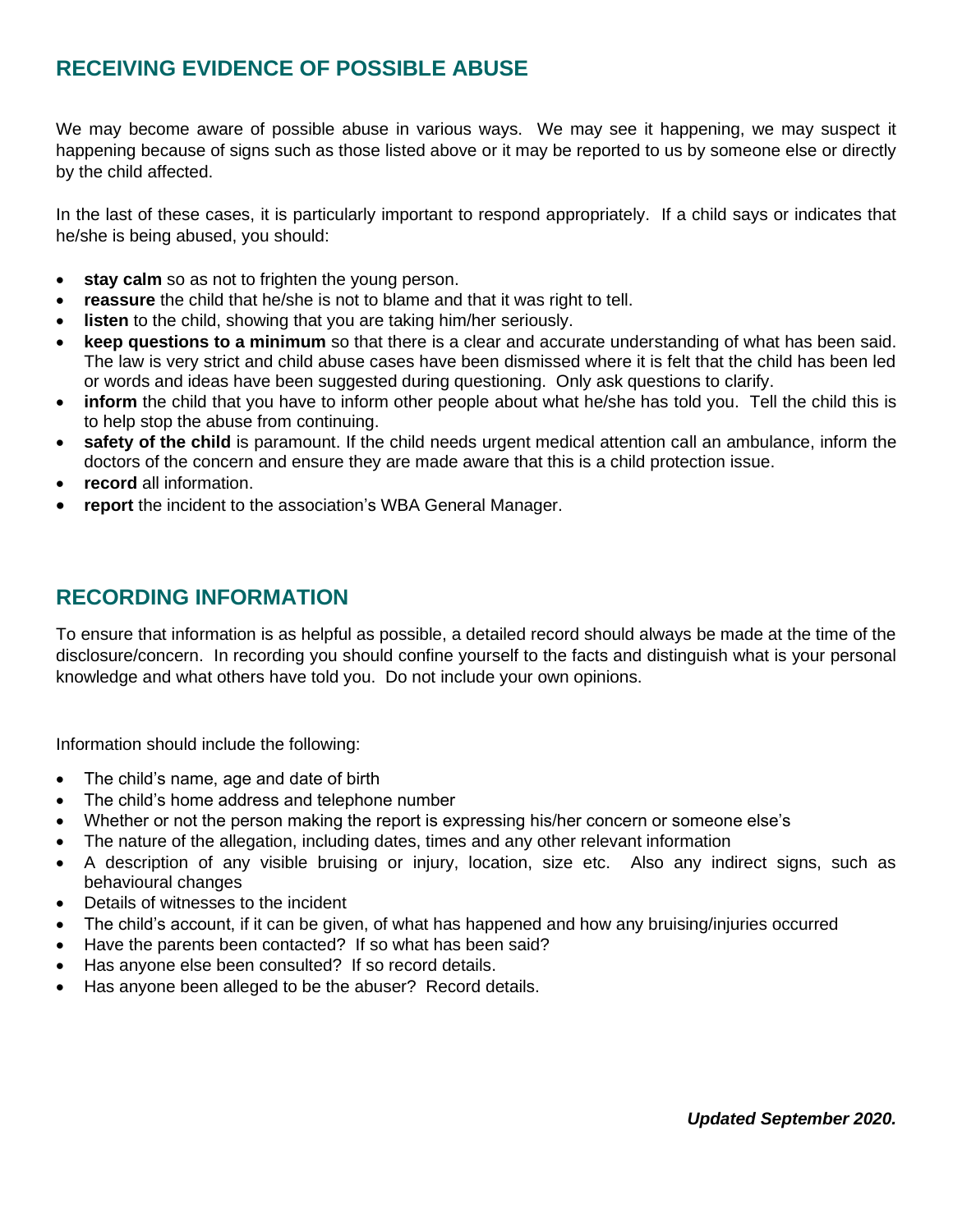## RECEIVING EVIDENCE OF POSSIBLE ABUSE

We may become aware of possible abuse in various ways. We may see it happening, we may suspect it happening because of signs such as those listed above or it may be reported to us by someone else or directly by the child affected.

In the last of these cases, it is particularly important to respond appropriately. If a child says or indicates that he/she is being abused, you should:

- **stay calm** so as not to frighten the young person.
- **reassure** the child that he/she is not to blame and that it was right to tell.
- **listen** to the child, showing that you are taking him/her seriously.
- **keep questions to a minimum** so that there is a clear and accurate understanding of what has been said. The law is very strict and child abuse cases have been dismissed where it is felt that the child has been led or words and ideas have been suggested during questioning. Only ask questions to clarify.
- **inform** the child that you have to inform other people about what he/she has told you. Tell the child this is to help stop the abuse from continuing.
- **safety of the child** is paramount. If the child needs urgent medical attention call an ambulance, inform the doctors of the concern and ensure they are made aware that this is a child protection issue.
- **record** all information.
- **report** the incident to the association's WBA General Manager.

## RECORDING INFORMATION

To ensure that information is as helpful as possible, a detailed record should always be made at the time of the disclosure/concern. In recording you should confine yourself to the facts and distinguish what is your personal knowledge and what others have told you. Do not include your own opinions.

Information should include the following:

- The child's name, age and date of birth
- The child's home address and telephone number
- Whether or not the person making the report is expressing his/her concern or someone else's
- The nature of the allegation, including dates, times and any other relevant information
- A description of any visible bruising or injury, location, size etc. Also any indirect signs, such as behavioural changes
- Details of witnesses to the incident
- The child's account, if it can be given, of what has happened and how any bruising/injuries occurred
- Have the parents been contacted? If so what has been said?
- Has anyone else been consulted? If so record details.
- Has anyone been alleged to be the abuser? Record details.

***Updated September 2020.***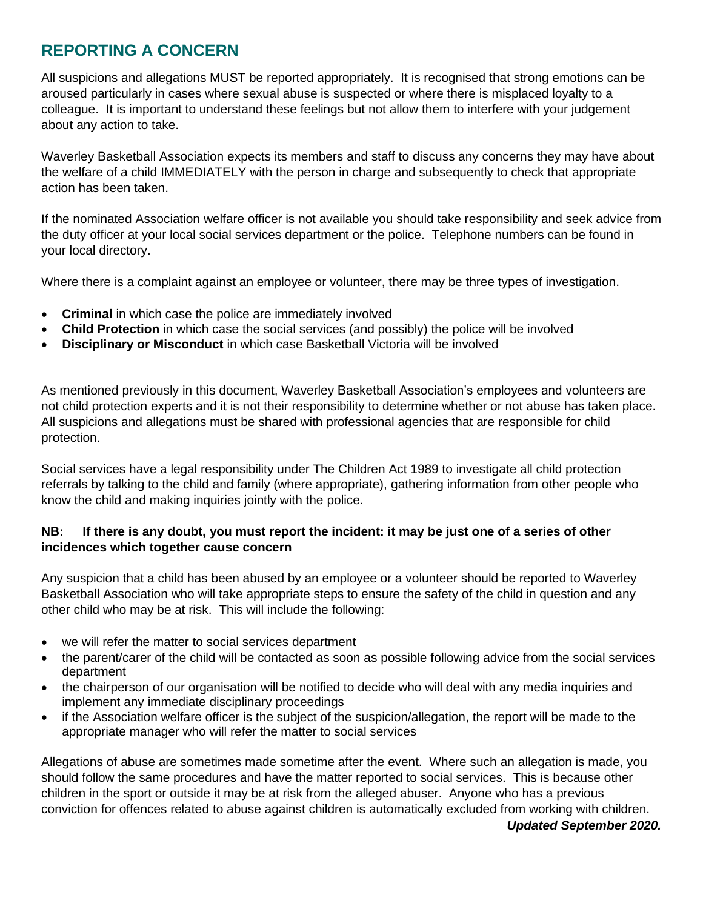## REPORTING A CONCERN

All suspicions and allegations MUST be reported appropriately. It is recognised that strong emotions can be aroused particularly in cases where sexual abuse is suspected or where there is misplaced loyalty to a colleague. It is important to understand these feelings but not allow them to interfere with your judgement about any action to take.

Waverley Basketball Association expects its members and staff to discuss any concerns they may have about the welfare of a child IMMEDIATELY with the person in charge and subsequently to check that appropriate action has been taken.

If the nominated Association welfare officer is not available you should take responsibility and seek advice from the duty officer at your local social services department or the police. Telephone numbers can be found in your local directory.

Where there is a complaint against an employee or volunteer, there may be three types of investigation.

- **Criminal** in which case the police are immediately involved
- **Child Protection** in which case the social services (and possibly) the police will be involved
- **Disciplinary or Misconduct** in which case Basketball Victoria will be involved

As mentioned previously in this document, Waverley Basketball Association's employees and volunteers are not child protection experts and it is not their responsibility to determine whether or not abuse has taken place. All suspicions and allegations must be shared with professional agencies that are responsible for child protection.

Social services have a legal responsibility under The Children Act 1989 to investigate all child protection referrals by talking to the child and family (where appropriate), gathering information from other people who know the child and making inquiries jointly with the police.

**NB: If there is any doubt, you must report the incident: it may be just one of a series of other incidences which together cause concern**

Any suspicion that a child has been abused by an employee or a volunteer should be reported to Waverley Basketball Association who will take appropriate steps to ensure the safety of the child in question and any other child who may be at risk. This will include the following:

- we will refer the matter to social services department
- the parent/carer of the child will be contacted as soon as possible following advice from the social services department
- the chairperson of our organisation will be notified to decide who will deal with any media inquiries and implement any immediate disciplinary proceedings
- if the Association welfare officer is the subject of the suspicion/allegation, the report will be made to the appropriate manager who will refer the matter to social services

Allegations of abuse are sometimes made sometime after the event. Where such an allegation is made, you should follow the same procedures and have the matter reported to social services. This is because other children in the sport or outside it may be at risk from the alleged abuser. Anyone who has a previous conviction for offences related to abuse against children is automatically excluded from working with children.

***Updated September 2020.***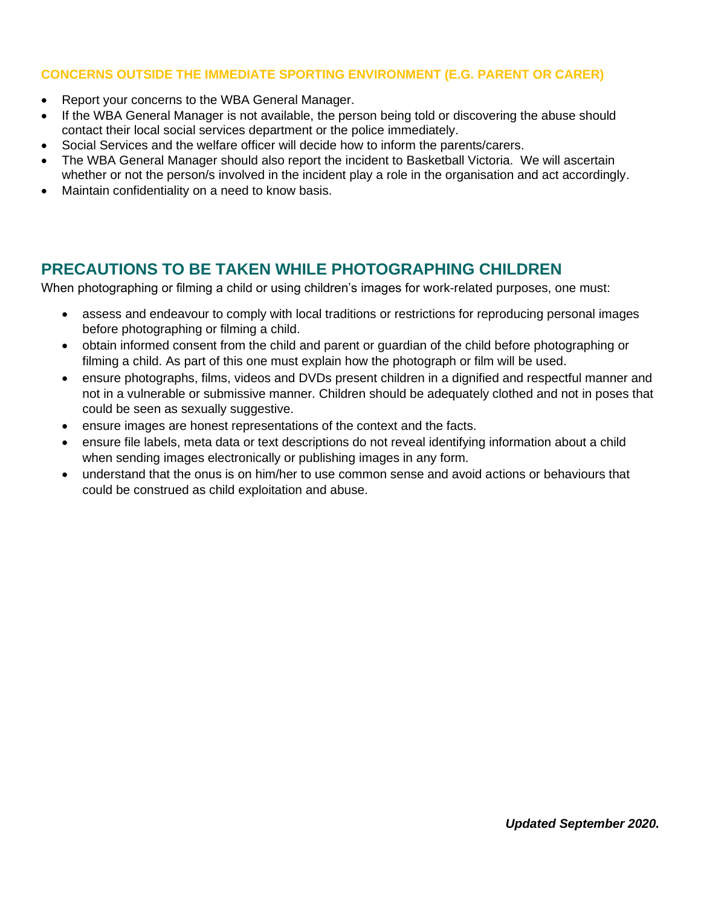### CONCERNS OUTSIDE THE IMMEDIATE SPORTING ENVIRONMENT (E.G. PARENT OR CARER)

- Report your concerns to the WBA General Manager.
- If the WBA General Manager is not available, the person being told or discovering the abuse should contact their local social services department or the police immediately.
- Social Services and the welfare officer will decide how to inform the parents/carers.
- The WBA General Manager should also report the incident to Basketball Victoria. We will ascertain whether or not the person/s involved in the incident play a role in the organisation and act accordingly.
- Maintain confidentiality on a need to know basis.

## PRECAUTIONS TO BE TAKEN WHILE PHOTOGRAPHING CHILDREN

When photographing or filming a child or using children's images for work-related purposes, one must:

- assess and endeavour to comply with local traditions or restrictions for reproducing personal images before photographing or filming a child.
- obtain informed consent from the child and parent or guardian of the child before photographing or filming a child. As part of this one must explain how the photograph or film will be used.
- ensure photographs, films, videos and DVDs present children in a dignified and respectful manner and not in a vulnerable or submissive manner. Children should be adequately clothed and not in poses that could be seen as sexually suggestive.
- ensure images are honest representations of the context and the facts.
- ensure file labels, meta data or text descriptions do not reveal identifying information about a child when sending images electronically or publishing images in any form.
- understand that the onus is on him/her to use common sense and avoid actions or behaviours that could be construed as child exploitation and abuse.

***Updated September 2020.***